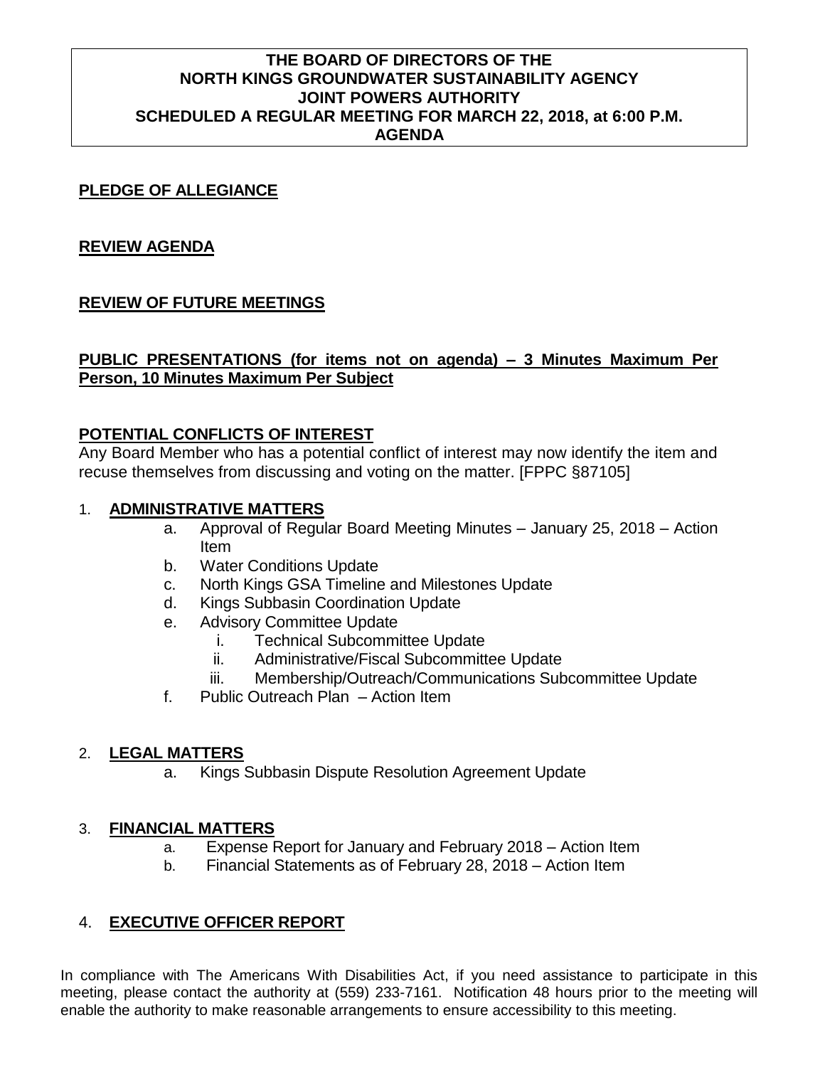**THE BOARD OF DIRECTORS OF THE
NORTH KINGS GROUNDWATER SUSTAINABILITY AGENCY
JOINT POWERS AUTHORITY
SCHEDULED A REGULAR MEETING FOR MARCH 22, 2018, at 6:00 P.M.
AGENDA**

**PLEDGE OF ALLEGIANCE**

**REVIEW AGENDA**

**REVIEW OF FUTURE MEETINGS**

**PUBLIC PRESENTATIONS (for items not on agenda) – 3 Minutes Maximum Per Person, 10 Minutes Maximum Per Subject**

**POTENTIAL CONFLICTS OF INTEREST**

Any Board Member who has a potential conflict of interest may now identify the item and recuse themselves from discussing and voting on the matter. [FPPC §87105]

1. **ADMINISTRATIVE MATTERS**
   - a. Approval of Regular Board Meeting Minutes – January 25, 2018 – Action Item
   - b. Water Conditions Update
   - c. North Kings GSA Timeline and Milestones Update
   - d. Kings Subbasin Coordination Update
   - e. Advisory Committee Update
     - i. Technical Subcommittee Update
     - ii. Administrative/Fiscal Subcommittee Update
     - iii. Membership/Outreach/Communications Subcommittee Update
   - f. Public Outreach Plan – Action Item

2. **LEGAL MATTERS**
   - a. Kings Subbasin Dispute Resolution Agreement Update

3. **FINANCIAL MATTERS**
   - a. Expense Report for January and February 2018 – Action Item
   - b. Financial Statements as of February 28, 2018 – Action Item

4. **EXECUTIVE OFFICER REPORT**

In compliance with The Americans With Disabilities Act, if you need assistance to participate in this meeting, please contact the authority at (559) 233-7161. Notification 48 hours prior to the meeting will enable the authority to make reasonable arrangements to ensure accessibility to this meeting.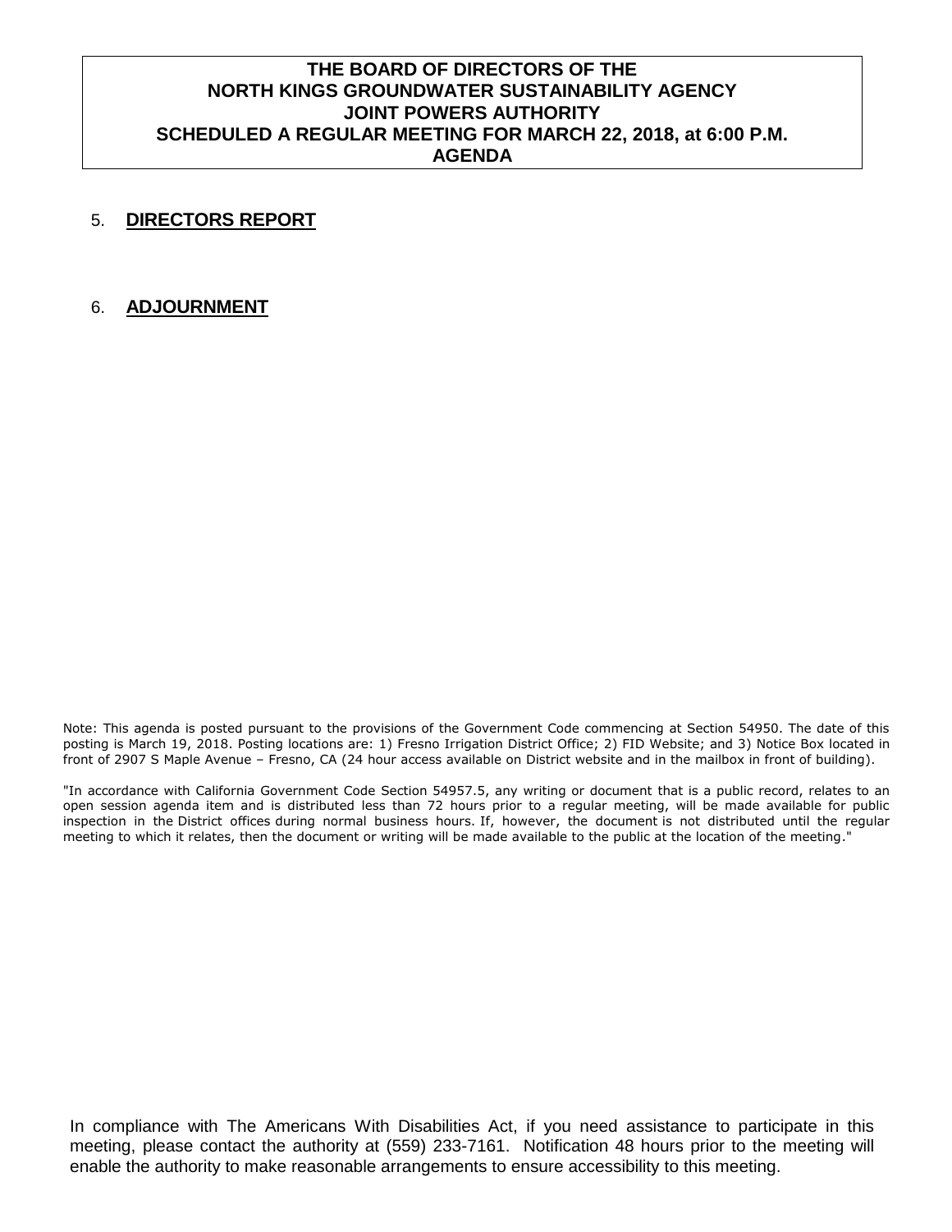**THE BOARD OF DIRECTORS OF THE NORTH KINGS GROUNDWATER SUSTAINABILITY AGENCY JOINT POWERS AUTHORITY SCHEDULED A REGULAR MEETING FOR MARCH 22, 2018, at 6:00 P.M. AGENDA**

5. **DIRECTORS REPORT**

6. **ADJOURNMENT**

Note: This agenda is posted pursuant to the provisions of the Government Code commencing at Section 54950. The date of this posting is March 19, 2018. Posting locations are: 1) Fresno Irrigation District Office; 2) FID Website; and 3) Notice Box located in front of 2907 S Maple Avenue – Fresno, CA (24 hour access available on District website and in the mailbox in front of building).

"In accordance with California Government Code Section 54957.5, any writing or document that is a public record, relates to an open session agenda item and is distributed less than 72 hours prior to a regular meeting, will be made available for public inspection in the District offices during normal business hours. If, however, the document is not distributed until the regular meeting to which it relates, then the document or writing will be made available to the public at the location of the meeting."

In compliance with The Americans With Disabilities Act, if you need assistance to participate in this meeting, please contact the authority at (559) 233-7161. Notification 48 hours prior to the meeting will enable the authority to make reasonable arrangements to ensure accessibility to this meeting.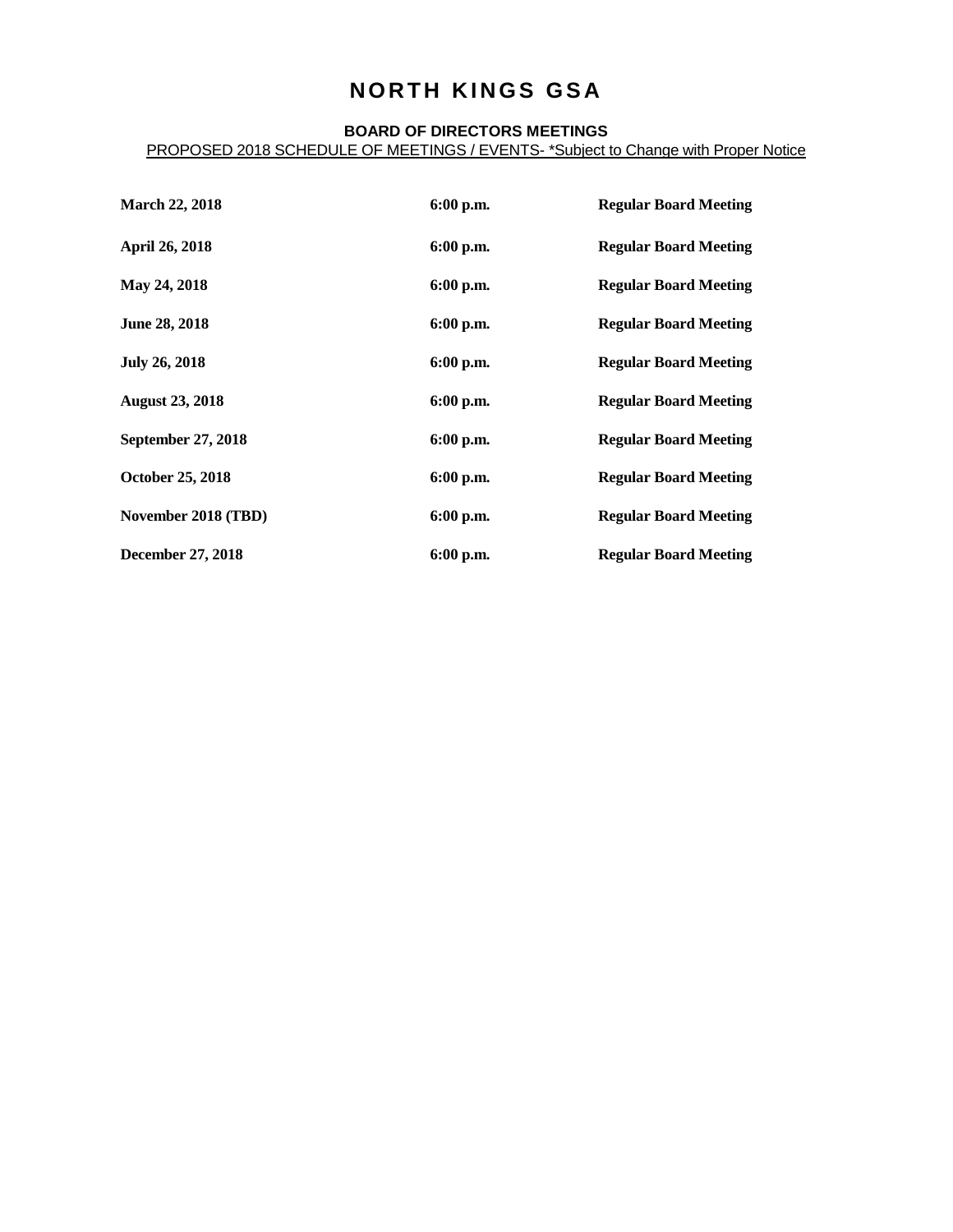# NORTH KINGS GSA

**BOARD OF DIRECTORS MEETINGS**

PROPOSED 2018 SCHEDULE OF MEETINGS / EVENTS- *Subject to Change with Proper Notice

| | | |
|---|---|---|
| **March 22, 2018** | **6:00 p.m.** | **Regular Board Meeting** |
| **April 26, 2018** | **6:00 p.m.** | **Regular Board Meeting** |
| **May 24, 2018** | **6:00 p.m.** | **Regular Board Meeting** |
| **June 28, 2018** | **6:00 p.m.** | **Regular Board Meeting** |
| **July 26, 2018** | **6:00 p.m.** | **Regular Board Meeting** |
| **August 23, 2018** | **6:00 p.m.** | **Regular Board Meeting** |
| **September 27, 2018** | **6:00 p.m.** | **Regular Board Meeting** |
| **October 25, 2018** | **6:00 p.m.** | **Regular Board Meeting** |
| **November 2018 (TBD)** | **6:00 p.m.** | **Regular Board Meeting** |
| **December 27, 2018** | **6:00 p.m.** | **Regular Board Meeting** |